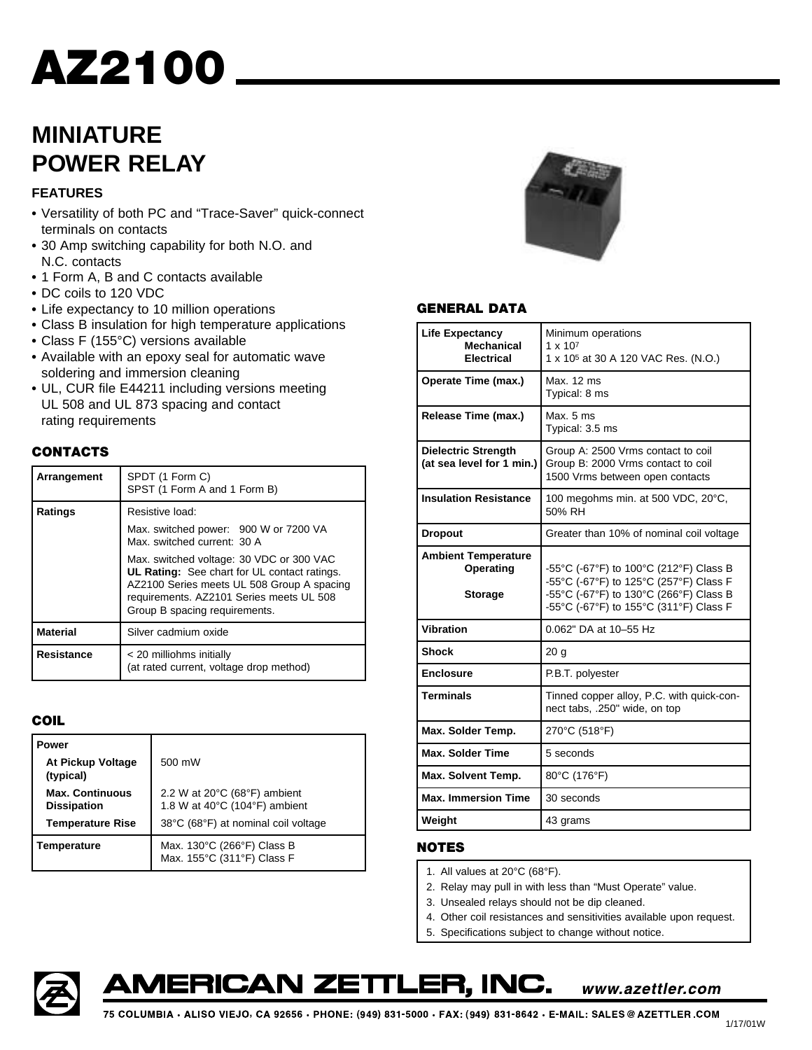# AZ2100

## MINIATURE POWER RELAY

### FEATURES

- Versatility of both PC and "Trace-Saver" quick-connect terminals on contacts
- 30 Amp switching capability for both N.O. and N.C. contacts
- 1 Form A, B and C contacts available
- DC coils to 120 VDC
- Life expectancy to 10 million operations
- Class B insulation for high temperature applications
- Class F (155°C) versions available
- Available with an epoxy seal for automatic wave soldering and immersion cleaning
- UL, CUR file E44211 including versions meeting UL 508 and UL 873 spacing and contact rating requirements

### CONTACTS

| | |
|---|---|
| **Arrangement** | SPDT (1 Form C)<br>SPST (1 Form A and 1 Form B) |
| **Ratings** | Resistive load:<br>Max. switched power: 900 W or 7200 VA<br>Max. switched current: 30 A<br>Max. switched voltage: 30 VDC or 300 VAC<br>**UL Rating:** See chart for UL contact ratings. AZ2100 Series meets UL 508 Group A spacing requirements. AZ2101 Series meets UL 508 Group B spacing requirements. |
| **Material** | Silver cadmium oxide |
| **Resistance** | < 20 milliohms initially<br>(at rated current, voltage drop method) |

### COIL

| | |
|---|---|
| **Power** | |
| **At Pickup Voltage (typical)** | 500 mW |
| **Max. Continuous Dissipation** | 2.2 W at 20°C (68°F) ambient<br>1.8 W at 40°C (104°F) ambient |
| **Temperature Rise** | 38°C (68°F) at nominal coil voltage |
| **Temperature** | Max. 130°C (266°F) Class B<br>Max. 155°C (311°F) Class F |

### GENERAL DATA

| | |
|---|---|
| **Life Expectancy**<br>**Mechanical**<br>**Electrical** | Minimum operations<br>$1 \times 10^7$<br>$1 \times 10^5$ at 30 A 120 VAC Res. (N.O.) |
| **Operate Time (max.)** | Max. 12 ms<br>Typical: 8 ms |
| **Release Time (max.)** | Max. 5 ms<br>Typical: 3.5 ms |
| **Dielectric Strength (at sea level for 1 min.)** | Group A: 2500 Vrms contact to coil<br>Group B: 2000 Vrms contact to coil<br>1500 Vrms between open contacts |
| **Insulation Resistance** | 100 megohms min. at 500 VDC, 20°C, 50% RH |
| **Dropout** | Greater than 10% of nominal coil voltage |
| **Ambient Temperature**<br>**Operating**<br>**Storage** | -55°C (-67°F) to 100°C (212°F) Class B<br>-55°C (-67°F) to 125°C (257°F) Class F<br>-55°C (-67°F) to 130°C (266°F) Class B<br>-55°C (-67°F) to 155°C (311°F) Class F |
| **Vibration** | 0.062" DA at 10–55 Hz |
| **Shock** | 20 g |
| **Enclosure** | P.B.T. polyester |
| **Terminals** | Tinned copper alloy, P.C. with quick-connect tabs, .250" wide, on top |
| **Max. Solder Temp.** | 270°C (518°F) |
| **Max. Solder Time** | 5 seconds |
| **Max. Solvent Temp.** | 80°C (176°F) |
| **Max. Immersion Time** | 30 seconds |
| **Weight** | 43 grams |

### NOTES

1. All values at 20°C (68°F).
2. Relay may pull in with less than "Must Operate" value.
3. Unsealed relays should not be dip cleaned.
4. Other coil resistances and sensitivities available upon request.
5. Specifications subject to change without notice.

**AMERICAN ZETTLER, INC.** *www.azettler.com*

75 COLUMBIA · ALISO VIEJO, CA 92656 · PHONE: (949) 831-5000 · FAX: (949) 831-8642 · E-MAIL: SALES@AZETTLER.COM

1/17/01W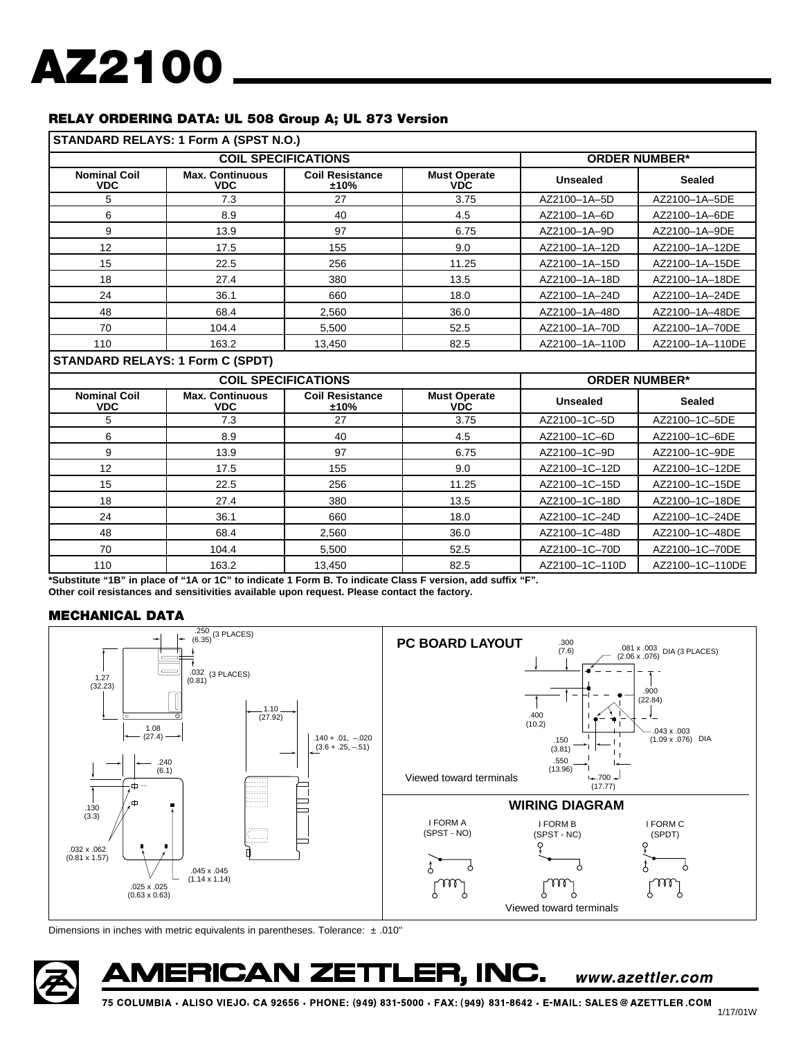# AZ2100

## RELAY ORDERING DATA: UL 508 Group A; UL 873 Version

**STANDARD RELAYS: 1 Form A (SPST N.O.)**

| COIL SPECIFICATIONS | | | | ORDER NUMBER* | |
|---|---|---|---|---|---|
| **Nominal Coil VDC** | **Max. Continuous VDC** | **Coil Resistance ±10%** | **Must Operate VDC** | **Unsealed** | **Sealed** |
| 5 | 7.3 | 27 | 3.75 | AZ2100–1A–5D | AZ2100–1A–5DE |
| 6 | 8.9 | 40 | 4.5 | AZ2100–1A–6D | AZ2100–1A–6DE |
| 9 | 13.9 | 97 | 6.75 | AZ2100–1A–9D | AZ2100–1A–9DE |
| 12 | 17.5 | 155 | 9.0 | AZ2100–1A–12D | AZ2100–1A–12DE |
| 15 | 22.5 | 256 | 11.25 | AZ2100–1A–15D | AZ2100–1A–15DE |
| 18 | 27.4 | 380 | 13.5 | AZ2100–1A–18D | AZ2100–1A–18DE |
| 24 | 36.1 | 660 | 18.0 | AZ2100–1A–24D | AZ2100–1A–24DE |
| 48 | 68.4 | 2,560 | 36.0 | AZ2100–1A–48D | AZ2100–1A–48DE |
| 70 | 104.4 | 5,500 | 52.5 | AZ2100–1A–70D | AZ2100–1A–70DE |
| 110 | 163.2 | 13,450 | 82.5 | AZ2100–1A–110D | AZ2100–1A–110DE |

**STANDARD RELAYS: 1 Form C (SPDT)**

| COIL SPECIFICATIONS | | | | ORDER NUMBER* | |
|---|---|---|---|---|---|
| **Nominal Coil VDC** | **Max. Continuous VDC** | **Coil Resistance ±10%** | **Must Operate VDC** | **Unsealed** | **Sealed** |
| 5 | 7.3 | 27 | 3.75 | AZ2100–1C–5D | AZ2100–1C–5DE |
| 6 | 8.9 | 40 | 4.5 | AZ2100–1C–6D | AZ2100–1C–6DE |
| 9 | 13.9 | 97 | 6.75 | AZ2100–1C–9D | AZ2100–1C–9DE |
| 12 | 17.5 | 155 | 9.0 | AZ2100–1C–12D | AZ2100–1C–12DE |
| 15 | 22.5 | 256 | 11.25 | AZ2100–1C–15D | AZ2100–1C–15DE |
| 18 | 27.4 | 380 | 13.5 | AZ2100–1C–18D | AZ2100–1C–18DE |
| 24 | 36.1 | 660 | 18.0 | AZ2100–1C–24D | AZ2100–1C–24DE |
| 48 | 68.4 | 2,560 | 36.0 | AZ2100–1C–48D | AZ2100–1C–48DE |
| 70 | 104.4 | 5,500 | 52.5 | AZ2100–1C–70D | AZ2100–1C–70DE |
| 110 | 163.2 | 13,450 | 82.5 | AZ2100–1C–110D | AZ2100–1C–110DE |

**\*Substitute "1B" in place of "1A or 1C" to indicate 1 Form B. To indicate Class F version, add suffix "F".**
**Other coil resistances and sensitivities available upon request. Please contact the factory.**

## MECHANICAL DATA

.250 (6.35) (3 PLACES)
.032 (0.81) (3 PLACES)
1.27 (32.23)
1.08 (27.4)
1.10 (27.92)
.140 + .01, –.020 (3.6 + .25, –.51)
.240 (6.1)
.130 (3.3)
.032 x .062 (0.81 x 1.57)
.045 x .045 (1.14 x 1.14)
.025 x .025 (0.63 x 0.63)

### PC BOARD LAYOUT

.300 (7.6)
.081 x .003 (2.06 x .076) DIA (3 PLACES)
.900 (22.84)
.400 (10.2)
.043 x .003 (1.09 x .076) DIA
.150 (3.81)
.550 (13.96)
.700 (17.77)

Viewed toward terminals

### WIRING DIAGRAM

I FORM A (SPST - NO)
I FORM B (SPST - NC)
I FORM C (SPDT)

Viewed toward terminals

Dimensions in inches with metric equivalents in parentheses. Tolerance: ± .010"

**AMERICAN ZETTLER, INC.** *www.azettler.com*

75 COLUMBIA • ALISO VIEJO, CA 92656 • PHONE: (949) 831-5000 • FAX: (949) 831-8642 • E-MAIL: SALES@AZETTLER.COM

1/17/01W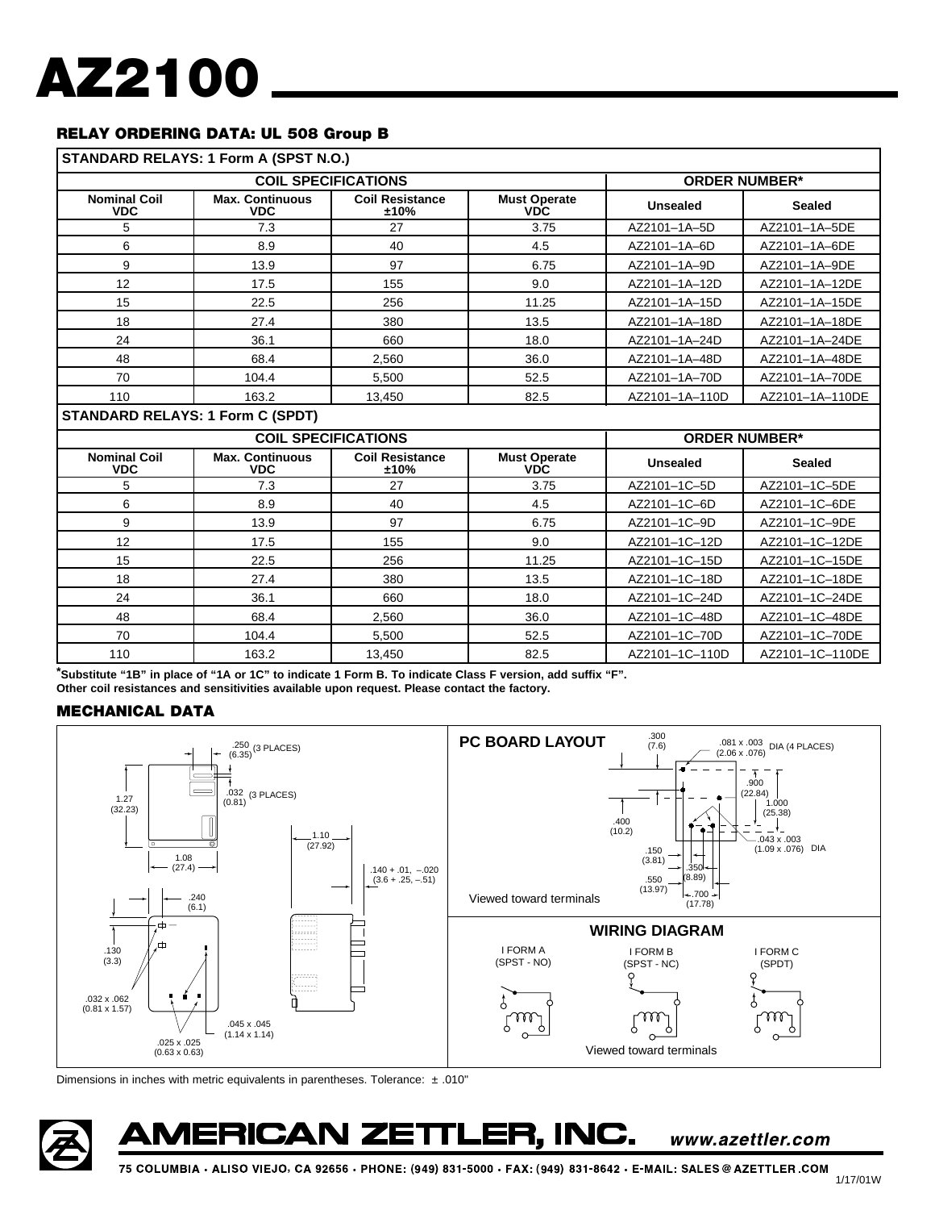# AZ2100

## RELAY ORDERING DATA: UL 508 Group B

**STANDARD RELAYS: 1 Form A (SPST N.O.)**

| COIL SPECIFICATIONS | | | | ORDER NUMBER* | |
|---|---|---|---|---|---|
| **Nominal Coil VDC** | **Max. Continuous VDC** | **Coil Resistance ±10%** | **Must Operate VDC** | **Unsealed** | **Sealed** |
| 5 | 7.3 | 27 | 3.75 | AZ2101–1A–5D | AZ2101–1A–5DE |
| 6 | 8.9 | 40 | 4.5 | AZ2101–1A–6D | AZ2101–1A–6DE |
| 9 | 13.9 | 97 | 6.75 | AZ2101–1A–9D | AZ2101–1A–9DE |
| 12 | 17.5 | 155 | 9.0 | AZ2101–1A–12D | AZ2101–1A–12DE |
| 15 | 22.5 | 256 | 11.25 | AZ2101–1A–15D | AZ2101–1A–15DE |
| 18 | 27.4 | 380 | 13.5 | AZ2101–1A–18D | AZ2101–1A–18DE |
| 24 | 36.1 | 660 | 18.0 | AZ2101–1A–24D | AZ2101–1A–24DE |
| 48 | 68.4 | 2,560 | 36.0 | AZ2101–1A–48D | AZ2101–1A–48DE |
| 70 | 104.4 | 5,500 | 52.5 | AZ2101–1A–70D | AZ2101–1A–70DE |
| 110 | 163.2 | 13,450 | 82.5 | AZ2101–1A–110D | AZ2101–1A–110DE |

**STANDARD RELAYS: 1 Form C (SPDT)**

| COIL SPECIFICATIONS | | | | ORDER NUMBER* | |
|---|---|---|---|---|---|
| **Nominal Coil VDC** | **Max. Continuous VDC** | **Coil Resistance ±10%** | **Must Operate VDC** | **Unsealed** | **Sealed** |
| 5 | 7.3 | 27 | 3.75 | AZ2101–1C–5D | AZ2101–1C–5DE |
| 6 | 8.9 | 40 | 4.5 | AZ2101–1C–6D | AZ2101–1C–6DE |
| 9 | 13.9 | 97 | 6.75 | AZ2101–1C–9D | AZ2101–1C–9DE |
| 12 | 17.5 | 155 | 9.0 | AZ2101–1C–12D | AZ2101–1C–12DE |
| 15 | 22.5 | 256 | 11.25 | AZ2101–1C–15D | AZ2101–1C–15DE |
| 18 | 27.4 | 380 | 13.5 | AZ2101–1C–18D | AZ2101–1C–18DE |
| 24 | 36.1 | 660 | 18.0 | AZ2101–1C–24D | AZ2101–1C–24DE |
| 48 | 68.4 | 2,560 | 36.0 | AZ2101–1C–48D | AZ2101–1C–48DE |
| 70 | 104.4 | 5,500 | 52.5 | AZ2101–1C–70D | AZ2101–1C–70DE |
| 110 | 163.2 | 13,450 | 82.5 | AZ2101–1C–110D | AZ2101–1C–110DE |

***Substitute "1B" in place of "1A or 1C" to indicate 1 Form B. To indicate Class F version, add suffix "F".**
**Other coil resistances and sensitivities available upon request. Please contact the factory.**

## MECHANICAL DATA

.250 (6.35) (3 PLACES)
.032 (0.81) (3 PLACES)
1.27 (32.23)
1.08 (27.4)
1.10 (27.92)
.140 + .01, –.020 (3.6 + .25, –.51)
.240 (6.1)
.130 (3.3)
.032 x .062 (0.81 x 1.57)
.045 x .045 (1.14 x 1.14)
.025 x .025 (0.63 x 0.63)

**PC BOARD LAYOUT**

.300 (7.6)
.081 x .003 (2.06 x .076) DIA (4 PLACES)
.900 (22.84)
1.000 (25.38)
.400 (10.2)
.043 x .003 (1.09 x .076) DIA
.150 (3.81)
.350 (8.89)
.550 (13.97)
.700 (17.78)

Viewed toward terminals

**WIRING DIAGRAM**

I FORM A (SPST - NO)
I FORM B (SPST - NC)
I FORM C (SPDT)

Viewed toward terminals

Dimensions in inches with metric equivalents in parentheses. Tolerance: ± .010"

**AMERICAN ZETTLER, INC.** *www.azettler.com*

75 COLUMBIA · ALISO VIEJO, CA 92656 · PHONE: (949) 831-5000 · FAX: (949) 831-8642 · E-MAIL: SALES@AZETTLER.COM

1/17/01W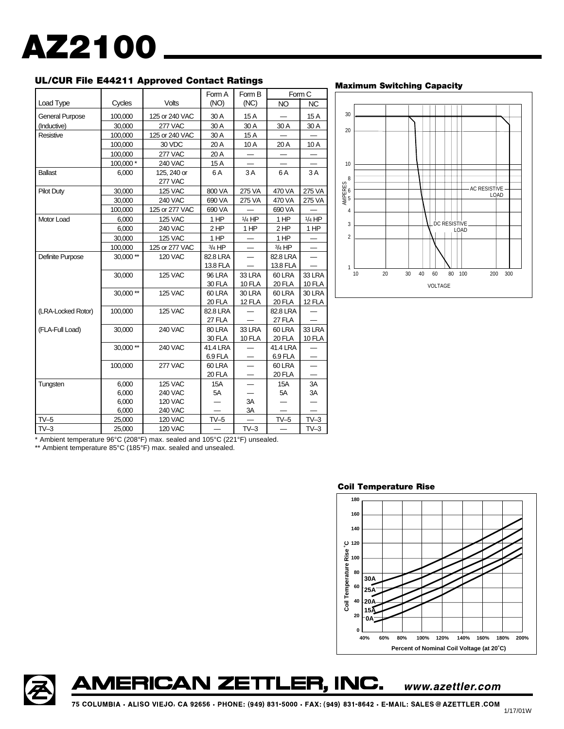# AZ2100

## UL/CUR File E44211 Approved Contact Ratings

| Load Type | Cycles | Volts | Form A (NO) | Form B (NC) | Form C NO | Form C NC |
|---|---|---|---|---|---|---|
| General Purpose | 100,000 | 125 or 240 VAC | 30 A | 15 A | — | 15 A |
| (Inductive) | 30,000 | 277 VAC | 30 A | 30 A | 30 A | 30 A |
| Resistive | 100,000 | 125 or 240 VAC | 30 A | 15 A | — | — |
| | 100,000 | 30 VDC | 20 A | 10 A | 20 A | 10 A |
| | 100,000 | 277 VAC | 20 A | — | — | — |
| | 100,000 * | 240 VAC | 15 A | — | — | — |
| Ballast | 6,000 | 125, 240 or 277 VAC | 6 A | 3 A | 6 A | 3 A |
| Pilot Duty | 30,000 | 125 VAC | 800 VA | 275 VA | 470 VA | 275 VA |
| | 30,000 | 240 VAC | 690 VA | 275 VA | 470 VA | 275 VA |
| | 100,000 | 125 or 277 VAC | 690 VA | — | 690 VA | — |
| Motor Load | 6,000 | 125 VAC | 1 HP | 1/4 HP | 1 HP | 1/4 HP |
| | 6,000 | 240 VAC | 2 HP | 1 HP | 2 HP | 1 HP |
| | 30,000 | 125 VAC | 1 HP | — | 1 HP | — |
| | 100,000 | 125 or 277 VAC | 3/4 HP | — | 3/4 HP | — |
| Definite Purpose | 30,000 ** | 120 VAC | 82.8 LRA 13.8 FLA | — — | 82.8 LRA 13.8 FLA | — — |
| | 30,000 | 125 VAC | 96 LRA 30 FLA | 33 LRA 10 FLA | 60 LRA 20 FLA | 33 LRA 10 FLA |
| | 30,000 ** | 125 VAC | 60 LRA 20 FLA | 30 LRA 12 FLA | 60 LRA 20 FLA | 30 LRA 12 FLA |
| (LRA-Locked Rotor) | 100,000 | 125 VAC | 82.8 LRA 27 FLA | — — | 82.8 LRA 27 FLA | — — |
| (FLA-Full Load) | 30,000 | 240 VAC | 80 LRA 30 FLA | 33 LRA 10 FLA | 60 LRA 20 FLA | 33 LRA 10 FLA |
| | 30,000 ** | 240 VAC | 41.4 LRA 6.9 FLA | — — | 41.4 LRA 6.9 FLA | — — |
| | 100,000 | 277 VAC | 60 LRA 20 FLA | — — | 60 LRA 20 FLA | — — |
| Tungsten | 6,000 | 125 VAC | 15A | — | 15A | 3A |
| | 6,000 | 240 VAC | 5A | — | 5A | 3A |
| | 6,000 | 120 VAC | — | 3A | — | — |
| | 6,000 | 240 VAC | — | 3A | — | — |
| TV–5 | 25,000 | 120 VAC | TV–5 | — | TV–5 | TV–3 |
| TV–3 | 25,000 | 120 VAC | — | TV–3 | — | TV–3 |

\* Ambient temperature 96°C (208°F) max. sealed and 105°C (221°F) unsealed.

\*\* Ambient temperature 85°C (185°F) max. sealed and unsealed.

## Maximum Switching Capacity

AMPERES
30
20
10
8
6
5
4
3
2
1
AC RESISTIVE LOAD
DC RESISTIVE LOAD
10 20 30 40 60 80 100 200 300
VOLTAGE

## Coil Temperature Rise

Coil Temperature Rise °C
180
160
140
120
100
80
60
40
20
0
30A
25A
20A
15A
0A
40% 60% 80% 100% 120% 140% 160% 180% 200%
Percent of Nominal Coil Voltage (at 20°C)

**AMERICAN ZETTLER, INC.** *www.azettler.com*

75 COLUMBIA · ALISO VIEJO, CA 92656 · PHONE: (949) 831-5000 · FAX: (949) 831-8642 · E-MAIL: SALES@AZETTLER.COM

1/17/01W